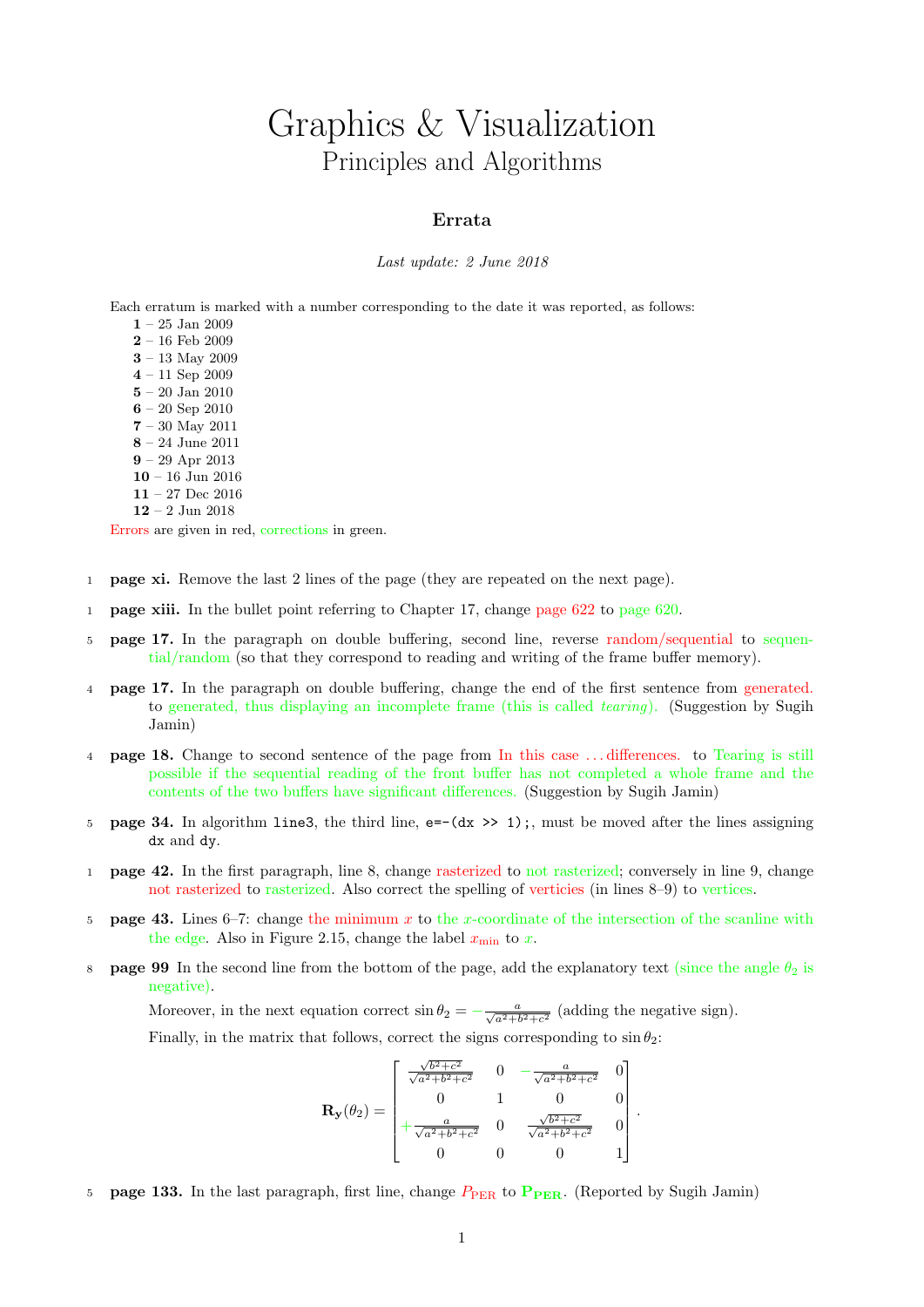# Graphics & Visualization

## Principles and Algorithms

### Errata

*Last update: 2 June 2018*

Each erratum is marked with a number corresponding to the date it was reported, as follows:

**1** – 25 Jan 2009
**2** – 16 Feb 2009
**3** – 13 May 2009
**4** – 11 Sep 2009
**5** – 20 Jan 2010
**6** – 20 Sep 2010
**7** – 30 May 2011
**8** – 24 June 2011
**9** – 29 Apr 2013
**10** – 16 Jun 2016
**11** – 27 Dec 2016
**12** – 2 Jun 2018

Errors are given in red, corrections in green.

1 **page xi.** Remove the last 2 lines of the page (they are repeated on the next page).

1 **page xiii.** In the bullet point referring to Chapter 17, change page 622 to page 620.

5 **page 17.** In the paragraph on double buffering, second line, reverse random/sequential to sequential/random (so that they correspond to reading and writing of the frame buffer memory).

4 **page 17.** In the paragraph on double buffering, change the end of the first sentence from generated. to generated, thus displaying an incomplete frame (this is called *tearing*). (Suggestion by Sugih Jamin)

4 **page 18.** Change to second sentence of the page from In this case ... differences. to Tearing is still possible if the sequential reading of the front buffer has not completed a whole frame and the contents of the two buffers have significant differences. (Suggestion by Sugih Jamin)

5 **page 34.** In algorithm `line3`, the third line, `e=-(dx >> 1);`, must be moved after the lines assigning `dx` and `dy`.

1 **page 42.** In the first paragraph, line 8, change rasterized to not rasterized; conversely in line 9, change not rasterized to rasterized. Also correct the spelling of verticies (in lines 8–9) to vertices.

5 **page 43.** Lines 6–7: change the minimum $x$ to the $x$-coordinate of the intersection of the scanline with the edge. Also in Figure 2.15, change the label $x_{\min}$ to $x$.

8 **page 99** In the second line from the bottom of the page, add the explanatory text (since the angle $\theta_2$ is negative).

Moreover, in the next equation correct $\sin\theta_2 = -\frac{a}{\sqrt{a^2+b^2+c^2}}$ (adding the negative sign).

Finally, in the matrix that follows, correct the signs corresponding to $\sin\theta_2$:

$$\mathbf{R_y}(\theta_2) = \begin{bmatrix} \frac{\sqrt{b^2+c^2}}{\sqrt{a^2+b^2+c^2}} & 0 & -\frac{a}{\sqrt{a^2+b^2+c^2}} & 0 \\ 0 & 1 & 0 & 0 \\ +\frac{a}{\sqrt{a^2+b^2+c^2}} & 0 & \frac{\sqrt{b^2+c^2}}{\sqrt{a^2+b^2+c^2}} & 0 \\ 0 & 0 & 0 & 1 \end{bmatrix}.$$

5 **page 133.** In the last paragraph, first line, change $P_{\mathrm{PER}}$ to $\mathbf{P_{PER}}$. (Reported by Sugih Jamin)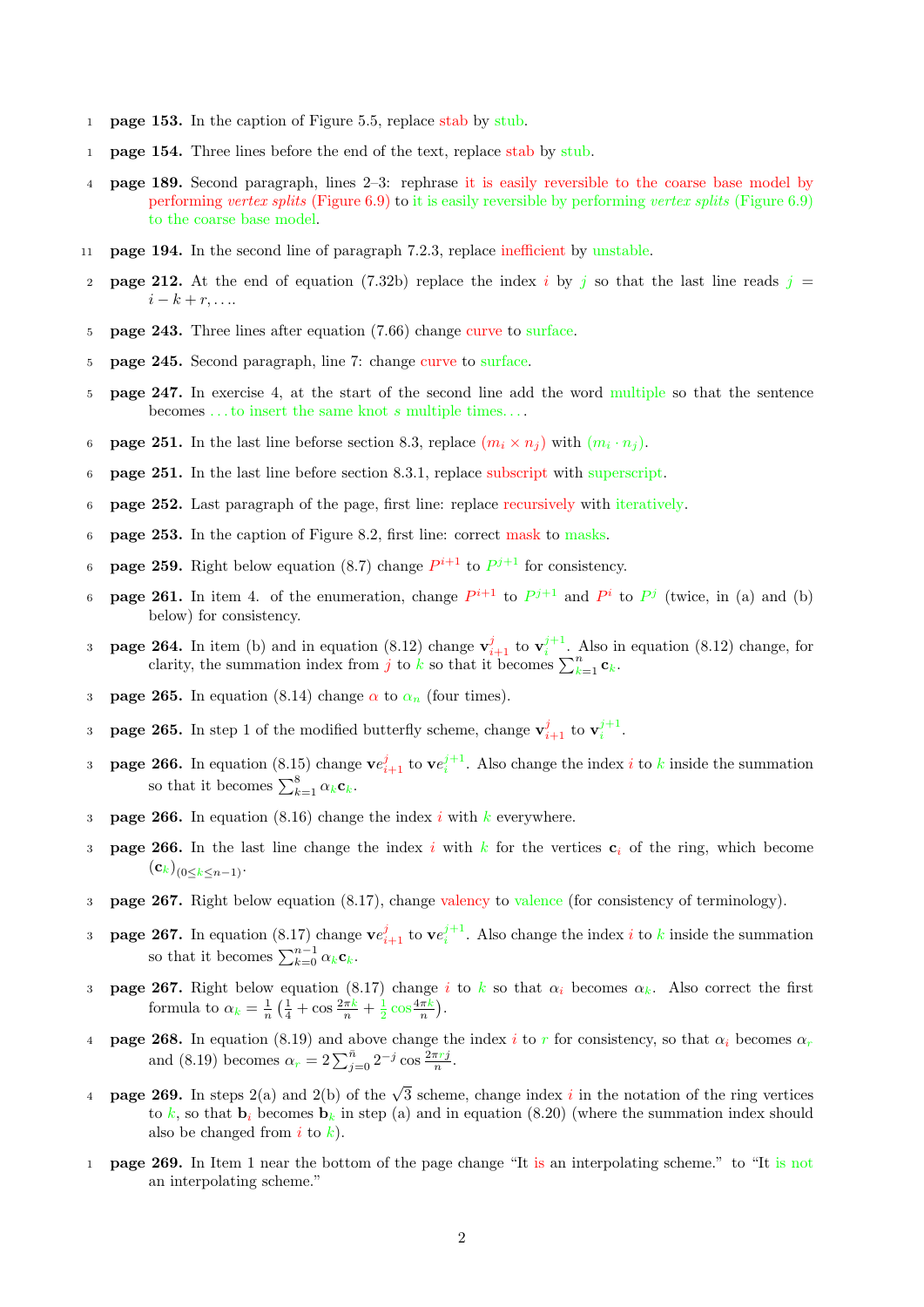1 **page 153.** In the caption of Figure 5.5, replace stab by stub.

1 **page 154.** Three lines before the end of the text, replace stab by stub.

4 **page 189.** Second paragraph, lines 2–3: rephrase it is easily reversible to the coarse base model by performing *vertex splits* (Figure 6.9) to it is easily reversible by performing *vertex splits* (Figure 6.9) to the coarse base model.

11 **page 194.** In the second line of paragraph 7.2.3, replace inefficient by unstable.

2 **page 212.** At the end of equation (7.32b) replace the index $i$ by $j$ so that the last line reads $j = i - k + r, \ldots$.

5 **page 243.** Three lines after equation (7.66) change curve to surface.

5 **page 245.** Second paragraph, line 7: change curve to surface.

5 **page 247.** In exercise 4, at the start of the second line add the word multiple so that the sentence becomes . . . to insert the same knot $s$ multiple times. . . .

6 **page 251.** In the last line beforse section 8.3, replace $(m_i \times n_j)$ with $(m_i \cdot n_j)$.

6 **page 251.** In the last line before section 8.3.1, replace subscript with superscript.

6 **page 252.** Last paragraph of the page, first line: replace recursively with iteratively.

6 **page 253.** In the caption of Figure 8.2, first line: correct mask to masks.

6 **page 259.** Right below equation (8.7) change $P^{i+1}$ to $P^{j+1}$ for consistency.

6 **page 261.** In item 4. of the enumeration, change $P^{i+1}$ to $P^{j+1}$ and $P^i$ to $P^j$ (twice, in (a) and (b) below) for consistency.

3 **page 264.** In item (b) and in equation (8.12) change $\mathbf{v}^j_{i+1}$ to $\mathbf{v}^{j+1}_i$. Also in equation (8.12) change, for clarity, the summation index from $j$ to $k$ so that it becomes $\sum_{k=1}^n \mathbf{c}_k$.

3 **page 265.** In equation (8.14) change $\alpha$ to $\alpha_n$ (four times).

3 **page 265.** In step 1 of the modified butterfly scheme, change $\mathbf{v}^j_{i+1}$ to $\mathbf{v}^{j+1}_i$.

3 **page 266.** In equation (8.15) change $\mathbf{v}e^j_{i+1}$ to $\mathbf{v}e^{j+1}_i$. Also change the index $i$ to $k$ inside the summation so that it becomes $\sum_{k=1}^8 \alpha_k \mathbf{c}_k$.

3 **page 266.** In equation (8.16) change the index $i$ with $k$ everywhere.

3 **page 266.** In the last line change the index $i$ with $k$ for the vertices $\mathbf{c}_i$ of the ring, which become $(\mathbf{c}_k)_{(0 \le k \le n-1)}$.

3 **page 267.** Right below equation (8.17), change valency to valence (for consistency of terminology).

3 **page 267.** In equation (8.17) change $\mathbf{v}e^j_{i+1}$ to $\mathbf{v}e^{j+1}_i$. Also change the index $i$ to $k$ inside the summation so that it becomes $\sum_{k=0}^{n-1} \alpha_k \mathbf{c}_k$.

3 **page 267.** Right below equation (8.17) change $i$ to $k$ so that $\alpha_i$ becomes $\alpha_k$. Also correct the first formula to $\alpha_k = \frac{1}{n}\left(\frac{1}{4} + \cos\frac{2\pi k}{n} + \frac{1}{2}\cos\frac{4\pi k}{n}\right)$.

4 **page 268.** In equation (8.19) and above change the index $i$ to $r$ for consistency, so that $\alpha_i$ becomes $\alpha_r$ and (8.19) becomes $\alpha_r = 2\sum_{j=0}^{\bar{n}} 2^{-j} \cos\frac{2\pi r j}{n}$.

4 **page 269.** In steps 2(a) and 2(b) of the $\sqrt{3}$ scheme, change index $i$ in the notation of the ring vertices to $k$, so that $\mathbf{b}_i$ becomes $\mathbf{b}_k$ in step (a) and in equation (8.20) (where the summation index should also be changed from $i$ to $k$).

1 **page 269.** In Item 1 near the bottom of the page change "It is an interpolating scheme." to "It is not an interpolating scheme."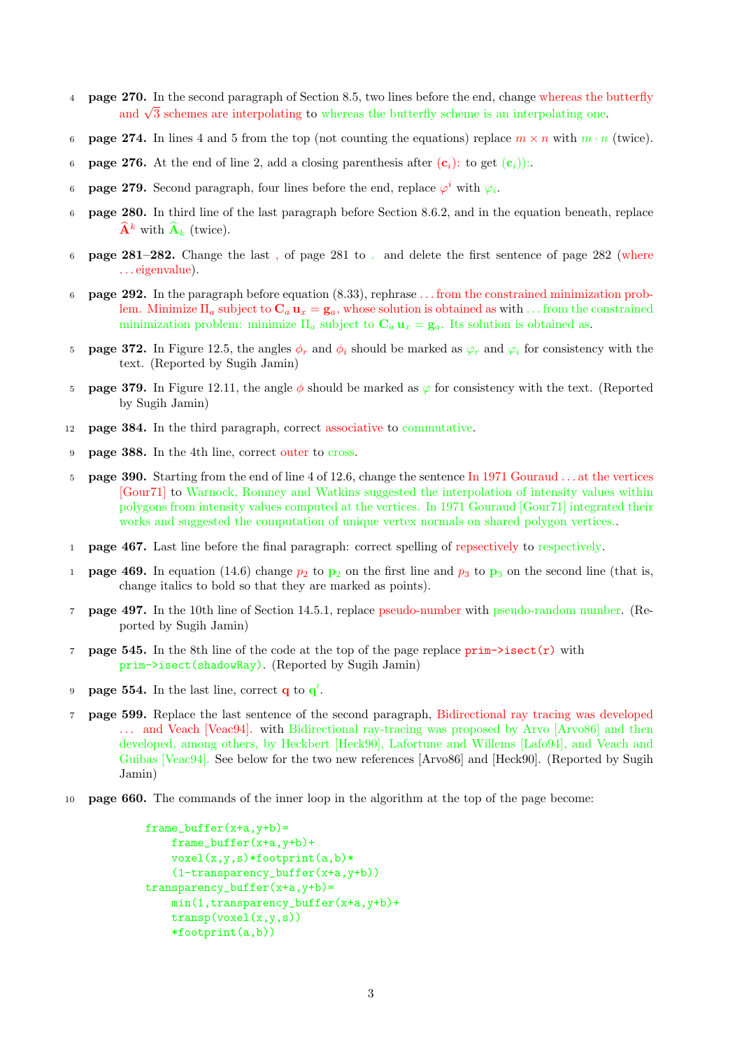4 **page 270.** In the second paragraph of Section 8.5, two lines before the end, change whereas the butterfly and $\sqrt{3}$ schemes are interpolating to whereas the butterfly scheme is an interpolating one.

6 **page 274.** In lines 4 and 5 from the top (not counting the equations) replace $m \times n$ with $m \cdot n$ (twice).

6 **page 276.** At the end of line 2, add a closing parenthesis after $(\mathbf{c}_i)$: to get $(\mathbf{c}_i))$:.

6 **page 279.** Second paragraph, four lines before the end, replace $\varphi^i$ with $\varphi_i$.

6 **page 280.** In third line of the last paragraph before Section 8.6.2, and in the equation beneath, replace $\widehat{\mathbf{A}}^k$ with $\widehat{\mathbf{A}}_k$ (twice).

6 **page 281–282.** Change the last , of page 281 to . and delete the first sentence of page 282 (where ... eigenvalue).

6 **page 292.** In the paragraph before equation (8.33), rephrase ... from the constrained minimization problem. Minimize $\Pi_a$ subject to $\mathbf{C}_a\,\mathbf{u}_x = \mathbf{g}_a$, whose solution is obtained as with ... from the constrained minimization problem: minimize $\Pi_a$ subject to $\mathbf{C}_a\,\mathbf{u}_x = \mathbf{g}_a$. Its solution is obtained as.

5 **page 372.** In Figure 12.5, the angles $\phi_r$ and $\phi_i$ should be marked as $\varphi_r$ and $\varphi_i$ for consistency with the text. (Reported by Sugih Jamin)

5 **page 379.** In Figure 12.11, the angle $\phi$ should be marked as $\varphi$ for consistency with the text. (Reported by Sugih Jamin)

12 **page 384.** In the third paragraph, correct associative to commutative.

9 **page 388.** In the 4th line, correct outer to cross.

5 **page 390.** Starting from the end of line 4 of 12.6, change the sentence In 1971 Gouraud ... at the vertices [Gour71] to Warnock, Romney and Watkins suggested the interpolation of intensity values within polygons from intensity values computed at the vertices. In 1971 Gouraud [Gour71] integrated their works and suggested the computation of unique vertex normals on shared polygon vertices..

1 **page 467.** Last line before the final paragraph: correct spelling of repsectively to respectively.

1 **page 469.** In equation (14.6) change $p_2$ to $\mathbf{p}_2$ on the first line and $p_3$ to $\mathbf{p}_3$ on the second line (that is, change italics to bold so that they are marked as points).

7 **page 497.** In the 10th line of Section 14.5.1, replace pseudo-number with pseudo-random number. (Reported by Sugih Jamin)

7 **page 545.** In the 8th line of the code at the top of the page replace `prim->isect(r)` with `prim->isect(shadowRay)`. (Reported by Sugih Jamin)

9 **page 554.** In the last line, correct $\mathbf{q}$ to $\mathbf{q}'$.

7 **page 599.** Replace the last sentence of the second paragraph, Bidirectional ray tracing was developed ... and Veach [Veac94]. with Bidirectional ray-tracing was proposed by Arvo [Arvo86] and then developed, among others, by Heckbert [Heck90], Lafortune and Willems [Lafo94], and Veach and Guibas [Veac94]. See below for the two new references [Arvo86] and [Heck90]. (Reported by Sugih Jamin)

10 **page 660.** The commands of the inner loop in the algorithm at the top of the page become:

```
frame_buffer(x+a,y+b)=
    frame_buffer(x+a,y+b)+
    voxel(x,y,s)*footprint(a,b)*
    (1-transparency_buffer(x+a,y+b))
transparency_buffer(x+a,y+b)=
    min(1,transparency_buffer(x+a,y+b)+
    transp(voxel(x,y,s))
    *footprint(a,b))
```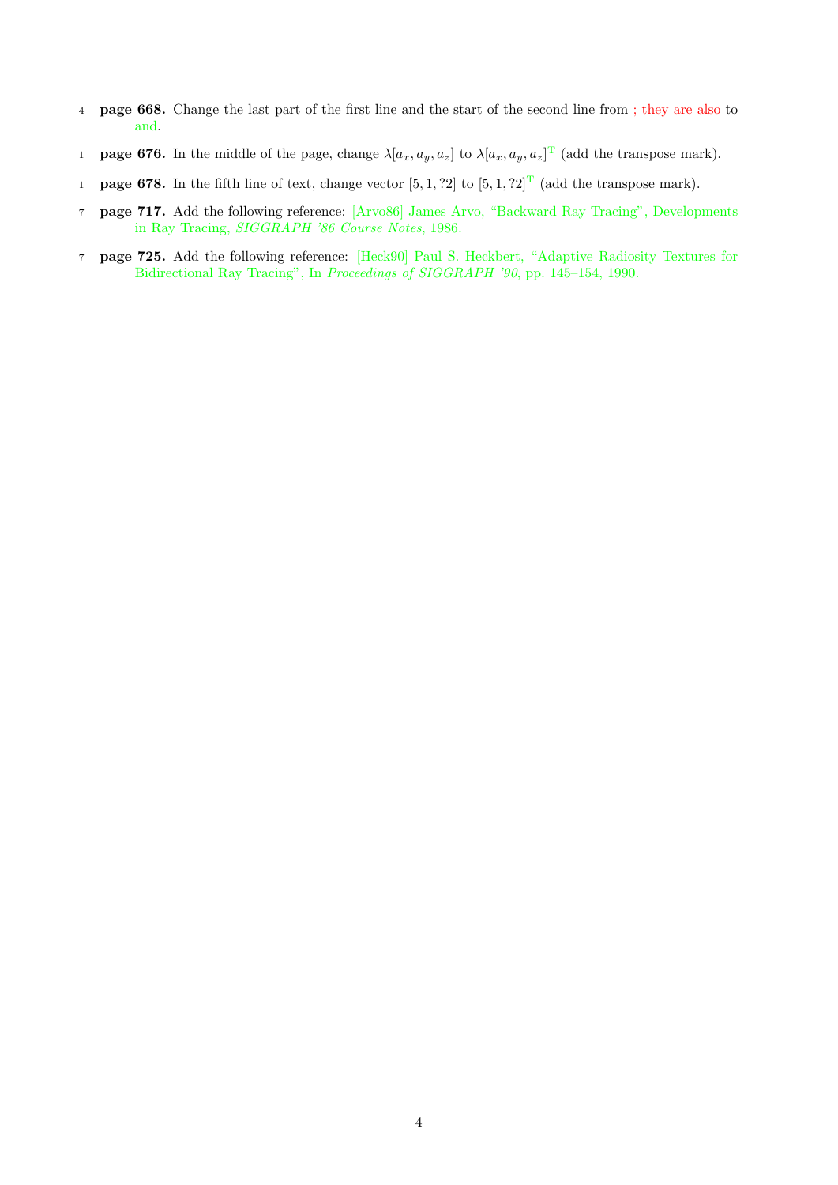4 **page 668.** Change the last part of the first line and the start of the second line from ; they are also to and.

1 **page 676.** In the middle of the page, change $\lambda[a_x, a_y, a_z]$ to $\lambda[a_x, a_y, a_z]^{\mathrm{T}}$ (add the transpose mark).

1 **page 678.** In the fifth line of text, change vector $[5, 1, ?2]$ to $[5, 1, ?2]^{\mathrm{T}}$ (add the transpose mark).

7 **page 717.** Add the following reference: [Arvo86] James Arvo, "Backward Ray Tracing", Developments in Ray Tracing, *SIGGRAPH '86 Course Notes*, 1986.

7 **page 725.** Add the following reference: [Heck90] Paul S. Heckbert, "Adaptive Radiosity Textures for Bidirectional Ray Tracing", In *Proceedings of SIGGRAPH '90*, pp. 145–154, 1990.